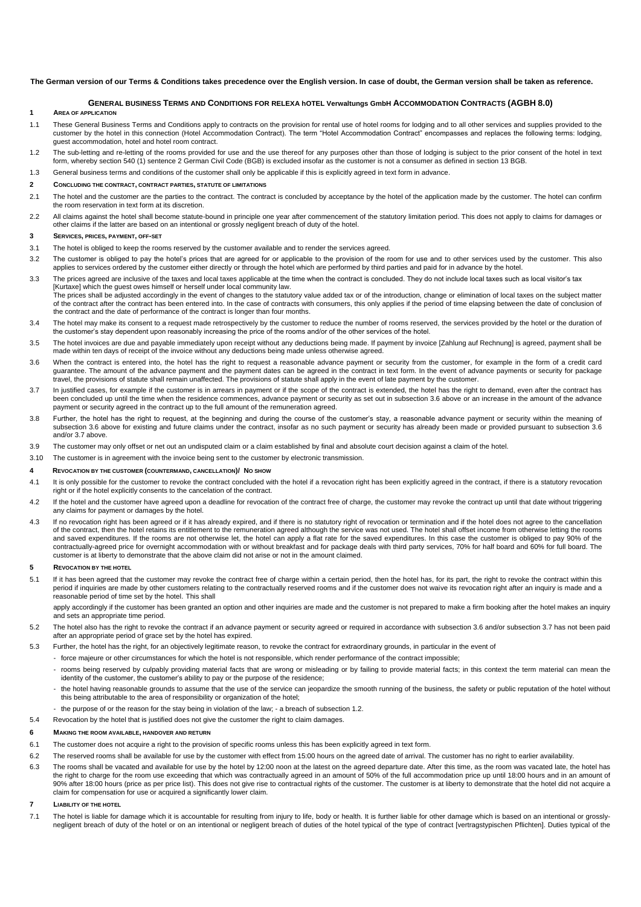**The German version of our Terms & Conditions takes precedence over the English version. In case of doubt, the German version shall be taken as reference.**

# GENERAL BUSINESS TERMS AND CONDITIONS FOR RELEXA hOTEL Verwaltungs GmbH ACCOMMODATION CONTRACTS (AGBH 8.0)

## 1 AREA OF APPLICATION

1.1 These General Business Terms and Conditions apply to contracts on the provision for rental use of hotel rooms for lodging and to all other services and supplies provided to the customer by the hotel in this connection (Hotel Accommodation Contract). The term "Hotel Accommodation Contract" encompasses and replaces the following terms: lodging, guest accommodation, hotel and hotel room contract.

1.2 The sub-letting and re-letting of the rooms provided for use and the use thereof for any purposes other than those of lodging is subject to the prior consent of the hotel in text form, whereby section 540 (1) sentence 2 German Civil Code (BGB) is excluded insofar as the customer is not a consumer as defined in section 13 BGB.

1.3 General business terms and conditions of the customer shall only be applicable if this is explicitly agreed in text form in advance.

## 2 CONCLUDING THE CONTRACT, CONTRACT PARTIES, STATUTE OF LIMITATIONS

2.1 The hotel and the customer are the parties to the contract. The contract is concluded by acceptance by the hotel of the application made by the customer. The hotel can confirm the room reservation in text form at its discretion.

2.2 All claims against the hotel shall become statute-bound in principle one year after commencement of the statutory limitation period. This does not apply to claims for damages or other claims if the latter are based on an intentional or grossly negligent breach of duty of the hotel.

## 3 SERVICES, PRICES, PAYMENT, OFF-SET

3.1 The hotel is obliged to keep the rooms reserved by the customer available and to render the services agreed.

3.2 The customer is obliged to pay the hotel's prices that are agreed for or applicable to the provision of the room for use and to other services used by the customer. This also applies to services ordered by the customer either directly or through the hotel which are performed by third parties and paid for in advance by the hotel.

3.3 The prices agreed are inclusive of the taxes and local taxes applicable at the time when the contract is concluded. They do not include local taxes such as local visitor's tax [Kurtaxe] which the guest owes himself or herself under local community law.
The prices shall be adjusted accordingly in the event of changes to the statutory value added tax or of the introduction, change or elimination of local taxes on the subject matter of the contract after the contract has been entered into. In the case of contracts with consumers, this only applies if the period of time elapsing between the date of conclusion of the contract and the date of performance of the contract is longer than four months.

3.4 The hotel may make its consent to a request made retrospectively by the customer to reduce the number of rooms reserved, the services provided by the hotel or the duration of the customer's stay dependent upon reasonably increasing the price of the rooms and/or of the other services of the hotel.

3.5 The hotel invoices are due and payable immediately upon receipt without any deductions being made. If payment by invoice [Zahlung auf Rechnung] is agreed, payment shall be made within ten days of receipt of the invoice without any deductions being made unless otherwise agreed.

3.6 When the contract is entered into, the hotel has the right to request a reasonable advance payment or security from the customer, for example in the form of a credit card guarantee. The amount of the advance payment and the payment dates can be agreed in the contract in text form. In the event of advance payments or security for package travel, the provisions of statute shall remain unaffected. The provisions of statute shall apply in the event of late payment by the customer.

3.7 In justified cases, for example if the customer is in arrears in payment or if the scope of the contract is extended, the hotel has the right to demand, even after the contract has been concluded up until the time when the residence commences, advance payment or security as set out in subsection 3.6 above or an increase in the amount of the advance payment or security agreed in the contract up to the full amount of the remuneration agreed.

3.8 Further, the hotel has the right to request, at the beginning and during the course of the customer's stay, a reasonable advance payment or security within the meaning of subsection 3.6 above for existing and future claims under the contract, insofar as no such payment or security has already been made or provided pursuant to subsection 3.6 and/or 3.7 above.

3.9 The customer may only offset or net out an undisputed claim or a claim established by final and absolute court decision against a claim of the hotel.

3.10 The customer is in agreement with the invoice being sent to the customer by electronic transmission.

## 4 REVOCATION BY THE CUSTOMER (COUNTERMAND, CANCELLATION)/ NO SHOW

4.1 It is only possible for the customer to revoke the contract concluded with the hotel if a revocation right has been explicitly agreed in the contract, if there is a statutory revocation right or if the hotel explicitly consents to the cancelation of the contract.

4.2 If the hotel and the customer have agreed upon a deadline for revocation of the contract free of charge, the customer may revoke the contract up until that date without triggering any claims for payment or damages by the hotel.

4.3 If no revocation right has been agreed or if it has already expired, and if there is no statutory right of revocation or termination and if the hotel does not agree to the cancellation of the contract, then the hotel retains its entitlement to the remuneration agreed although the service was not used. The hotel shall offset income from otherwise letting the rooms and saved expenditures. If the rooms are not otherwise let, the hotel can apply a flat rate for the saved expenditures. In this case the customer is obliged to pay 90% of the contractually-agreed price for overnight accommodation with or without breakfast and for package deals with third party services, 70% for half board and 60% for full board. The customer is at liberty to demonstrate that the above claim did not arise or not in the amount claimed.

## 5 REVOCATION BY THE HOTEL

5.1 If it has been agreed that the customer may revoke the contract free of charge within a certain period, then the hotel has, for its part, the right to revoke the contract within this period if inquiries are made by other customers relating to the contractually reserved rooms and if the customer does not waive its revocation right after an inquiry is made and a reasonable period of time set by the hotel. This shall

apply accordingly if the customer has been granted an option and other inquiries are made and the customer is not prepared to make a firm booking after the hotel makes an inquiry and sets an appropriate time period.

5.2 The hotel also has the right to revoke the contract if an advance payment or security agreed or required in accordance with subsection 3.6 and/or subsection 3.7 has not been paid after an appropriate period of grace set by the hotel has expired.

5.3 Further, the hotel has the right, for an objectively legitimate reason, to revoke the contract for extraordinary grounds, in particular in the event of

- force majeure or other circumstances for which the hotel is not responsible, which render performance of the contract impossible;
- rooms being reserved by culpably providing material facts that are wrong or misleading or by failing to provide material facts; in this context the term material can mean the identity of the customer, the customer's ability to pay or the purpose of the residence;
- the hotel having reasonable grounds to assume that the use of the service can jeopardize the smooth running of the business, the safety or public reputation of the hotel without this being attributable to the area of responsibility or organization of the hotel;
- the purpose of or the reason for the stay being in violation of the law; - a breach of subsection 1.2.

5.4 Revocation by the hotel that is justified does not give the customer the right to claim damages.

## 6 MAKING THE ROOM AVAILABLE, HANDOVER AND RETURN

6.1 The customer does not acquire a right to the provision of specific rooms unless this has been explicitly agreed in text form.

6.2 The reserved rooms shall be available for use by the customer with effect from 15:00 hours on the agreed date of arrival. The customer has no right to earlier availability.

6.3 The rooms shall be vacated and available for use by the hotel by 12:00 noon at the latest on the agreed departure date. After this time, as the room was vacated late, the hotel has the right to charge for the room use exceeding that which was contractually agreed in an amount of 50% of the full accommodation price up until 18:00 hours and in an amount of 90% after 18:00 hours (price as per price list). This does not give rise to contractual rights of the customer. The customer is at liberty to demonstrate that the hotel did not acquire a claim for compensation for use or acquired a significantly lower claim.

## 7 LIABILITY OF THE HOTEL

7.1 The hotel is liable for damage which it is accountable for resulting from injury to life, body or health. It is further liable for other damage which is based on an intentional or grossly-negligent breach of duty of the hotel or on an intentional or negligent breach of duties of the hotel typical of the type of contract [vertragstypischen Pflichten]. Duties typical of the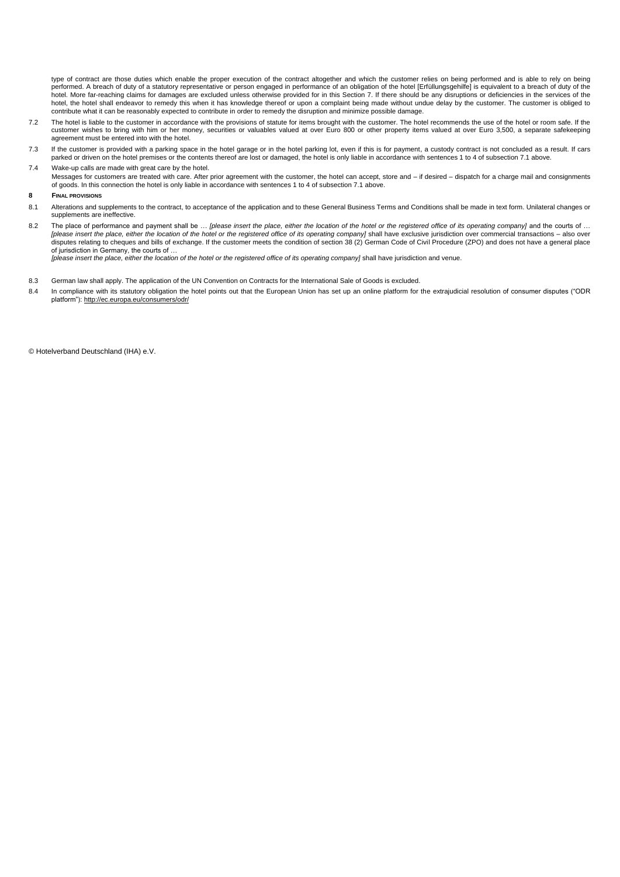type of contract are those duties which enable the proper execution of the contract altogether and which the customer relies on being performed and is able to rely on being performed. A breach of duty of a statutory representative or person engaged in performance of an obligation of the hotel [Erfüllungsgehilfe] is equivalent to a breach of duty of the hotel. More far-reaching claims for damages are excluded unless otherwise provided for in this Section 7. If there should be any disruptions or deficiencies in the services of the hotel, the hotel shall endeavor to remedy this when it has knowledge thereof or upon a complaint being made without undue delay by the customer. The customer is obliged to contribute what it can be reasonably expected to contribute in order to remedy the disruption and minimize possible damage.

7.2 The hotel is liable to the customer in accordance with the provisions of statute for items brought with the customer. The hotel recommends the use of the hotel or room safe. If the customer wishes to bring with him or her money, securities or valuables valued at over Euro 800 or other property items valued at over Euro 3,500, a separate safekeeping agreement must be entered into with the hotel.

7.3 If the customer is provided with a parking space in the hotel garage or in the hotel parking lot, even if this is for payment, a custody contract is not concluded as a result. If cars parked or driven on the hotel premises or the contents thereof are lost or damaged, the hotel is only liable in accordance with sentences 1 to 4 of subsection 7.1 above.

7.4 Wake-up calls are made with great care by the hotel.
Messages for customers are treated with care. After prior agreement with the customer, the hotel can accept, store and – if desired – dispatch for a charge mail and consignments of goods. In this connection the hotel is only liable in accordance with sentences 1 to 4 of subsection 7.1 above.

## 8 Final provisions

8.1 Alterations and supplements to the contract, to acceptance of the application and to these General Business Terms and Conditions shall be made in text form. Unilateral changes or supplements are ineffective.

8.2 The place of performance and payment shall be … *[please insert the place, either the location of the hotel or the registered office of its operating company]* and the courts of … *[please insert the place, either the location of the hotel or the registered office of its operating company]* shall have exclusive jurisdiction over commercial transactions – also over disputes relating to cheques and bills of exchange. If the customer meets the condition of section 38 (2) German Code of Civil Procedure (ZPO) and does not have a general place of jurisdiction in Germany, the courts of …
*[please insert the place, either the location of the hotel or the registered office of its operating company]* shall have jurisdiction and venue.

8.3 German law shall apply. The application of the UN Convention on Contracts for the International Sale of Goods is excluded.

8.4 In compliance with its statutory obligation the hotel points out that the European Union has set up an online platform for the extrajudicial resolution of consumer disputes ("ODR platform"): http://ec.europa.eu/consumers/odr/

© Hotelverband Deutschland (IHA) e.V.